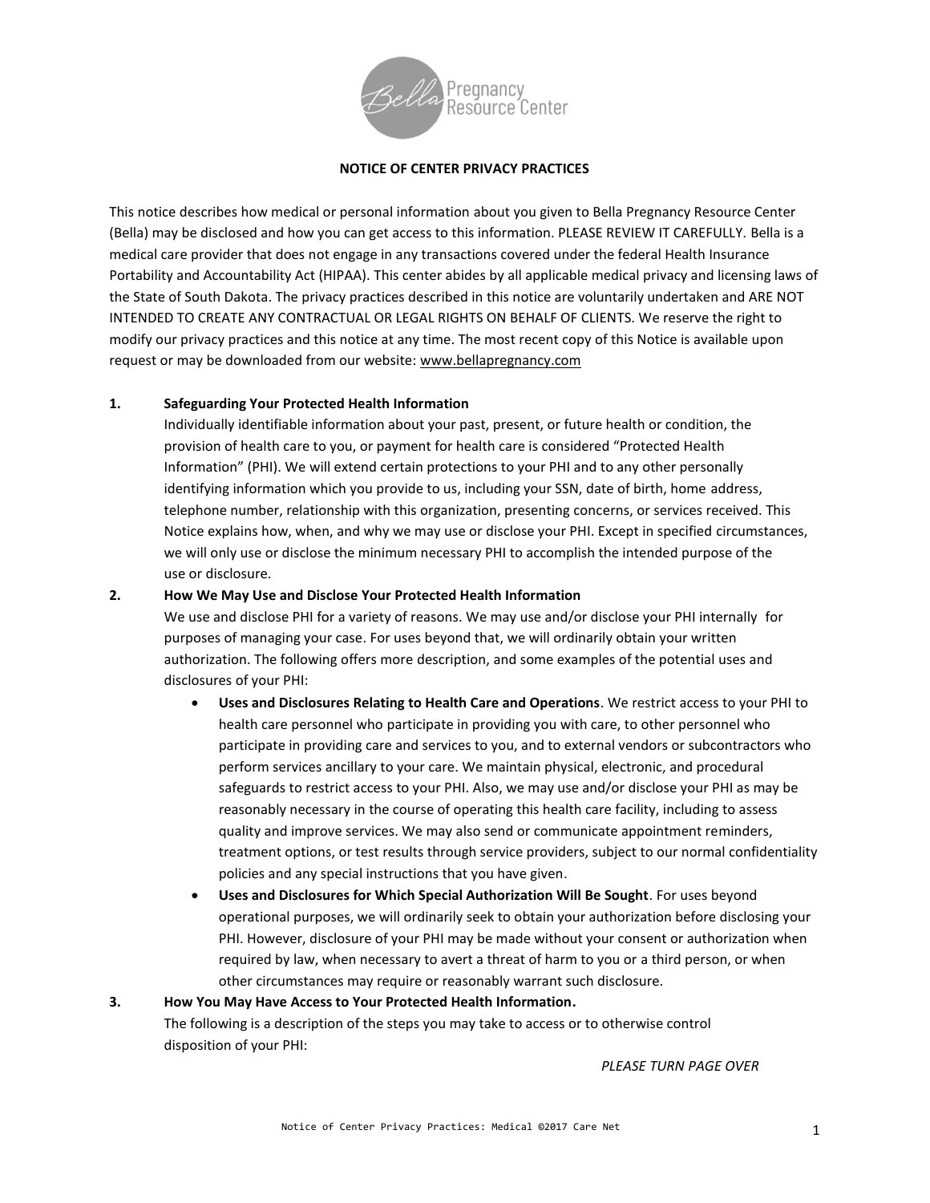# NOTICE OF CENTER PRIVACY PRACTICES

This notice describes how medical or personal information about you given to Bella Pregnancy Resource Center (Bella) may be disclosed and how you can get access to this information. PLEASE REVIEW IT CAREFULLY. Bella is a medical care provider that does not engage in any transactions covered under the federal Health Insurance Portability and Accountability Act (HIPAA). This center abides by all applicable medical privacy and licensing laws of the State of South Dakota. The privacy practices described in this notice are voluntarily undertaken and ARE NOT INTENDED TO CREATE ANY CONTRACTUAL OR LEGAL RIGHTS ON BEHALF OF CLIENTS. We reserve the right to modify our privacy practices and this notice at any time. The most recent copy of this Notice is available upon request or may be downloaded from our website: www.bellapregnancy.com

## 1. Safeguarding Your Protected Health Information

Individually identifiable information about your past, present, or future health or condition, the provision of health care to you, or payment for health care is considered "Protected Health Information" (PHI). We will extend certain protections to your PHI and to any other personally identifying information which you provide to us, including your SSN, date of birth, home address, telephone number, relationship with this organization, presenting concerns, or services received. This Notice explains how, when, and why we may use or disclose your PHI. Except in specified circumstances, we will only use or disclose the minimum necessary PHI to accomplish the intended purpose of the use or disclosure.

## 2. How We May Use and Disclose Your Protected Health Information

We use and disclose PHI for a variety of reasons. We may use and/or disclose your PHI internally for purposes of managing your case. For uses beyond that, we will ordinarily obtain your written authorization. The following offers more description, and some examples of the potential uses and disclosures of your PHI:

- **Uses and Disclosures Relating to Health Care and Operations**. We restrict access to your PHI to health care personnel who participate in providing you with care, to other personnel who participate in providing care and services to you, and to external vendors or subcontractors who perform services ancillary to your care. We maintain physical, electronic, and procedural safeguards to restrict access to your PHI. Also, we may use and/or disclose your PHI as may be reasonably necessary in the course of operating this health care facility, including to assess quality and improve services. We may also send or communicate appointment reminders, treatment options, or test results through service providers, subject to our normal confidentiality policies and any special instructions that you have given.
- **Uses and Disclosures for Which Special Authorization Will Be Sought**. For uses beyond operational purposes, we will ordinarily seek to obtain your authorization before disclosing your PHI. However, disclosure of your PHI may be made without your consent or authorization when required by law, when necessary to avert a threat of harm to you or a third person, or when other circumstances may require or reasonably warrant such disclosure.

## 3. How You May Have Access to Your Protected Health Information.

The following is a description of the steps you may take to access or to otherwise control disposition of your PHI:

*PLEASE TURN PAGE OVER*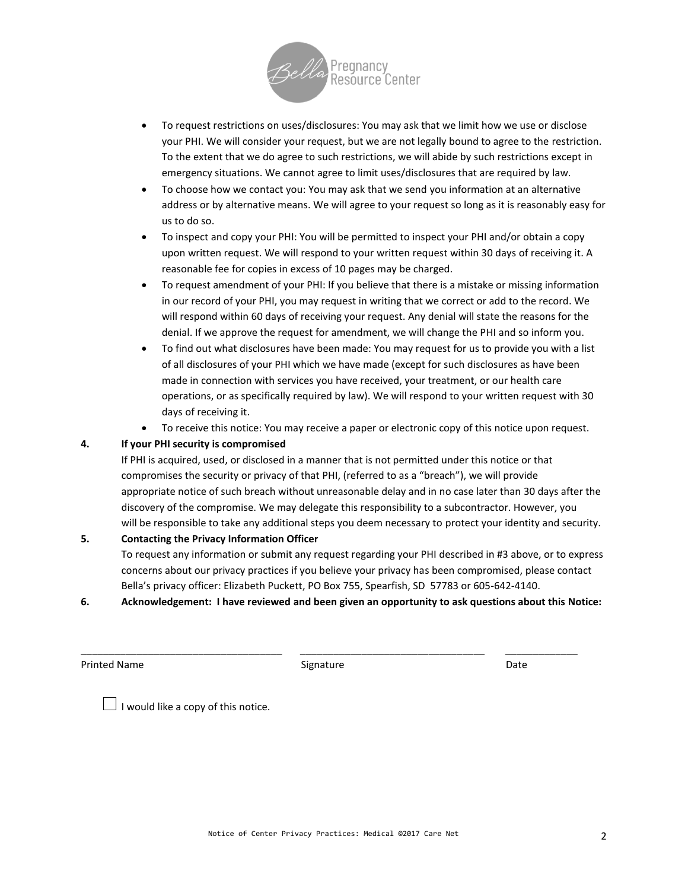- To request restrictions on uses/disclosures: You may ask that we limit how we use or disclose your PHI. We will consider your request, but we are not legally bound to agree to the restriction. To the extent that we do agree to such restrictions, we will abide by such restrictions except in emergency situations. We cannot agree to limit uses/disclosures that are required by law.
- To choose how we contact you: You may ask that we send you information at an alternative address or by alternative means. We will agree to your request so long as it is reasonably easy for us to do so.
- To inspect and copy your PHI: You will be permitted to inspect your PHI and/or obtain a copy upon written request. We will respond to your written request within 30 days of receiving it. A reasonable fee for copies in excess of 10 pages may be charged.
- To request amendment of your PHI: If you believe that there is a mistake or missing information in our record of your PHI, you may request in writing that we correct or add to the record. We will respond within 60 days of receiving your request. Any denial will state the reasons for the denial. If we approve the request for amendment, we will change the PHI and so inform you.
- To find out what disclosures have been made: You may request for us to provide you with a list of all disclosures of your PHI which we have made (except for such disclosures as have been made in connection with services you have received, your treatment, or our health care operations, or as specifically required by law). We will respond to your written request with 30 days of receiving it.
- To receive this notice: You may receive a paper or electronic copy of this notice upon request.

**4. If your PHI security is compromised**

If PHI is acquired, used, or disclosed in a manner that is not permitted under this notice or that compromises the security or privacy of that PHI, (referred to as a "breach"), we will provide appropriate notice of such breach without unreasonable delay and in no case later than 30 days after the discovery of the compromise. We may delegate this responsibility to a subcontractor. However, you will be responsible to take any additional steps you deem necessary to protect your identity and security.

**5. Contacting the Privacy Information Officer**

To request any information or submit any request regarding your PHI described in #3 above, or to express concerns about our privacy practices if you believe your privacy has been compromised, please contact Bella's privacy officer: Elizabeth Puckett, PO Box 755, Spearfish, SD 57783 or 605-642-4140.

**6. Acknowledgement: I have reviewed and been given an opportunity to ask questions about this Notice:**

| ______________________________ | ______________________________ | ____________ |
| --- | --- | --- |
| Printed Name | Signature | Date |

☐ I would like a copy of this notice.

Notice of Center Privacy Practices: Medical ©2017 Care Net